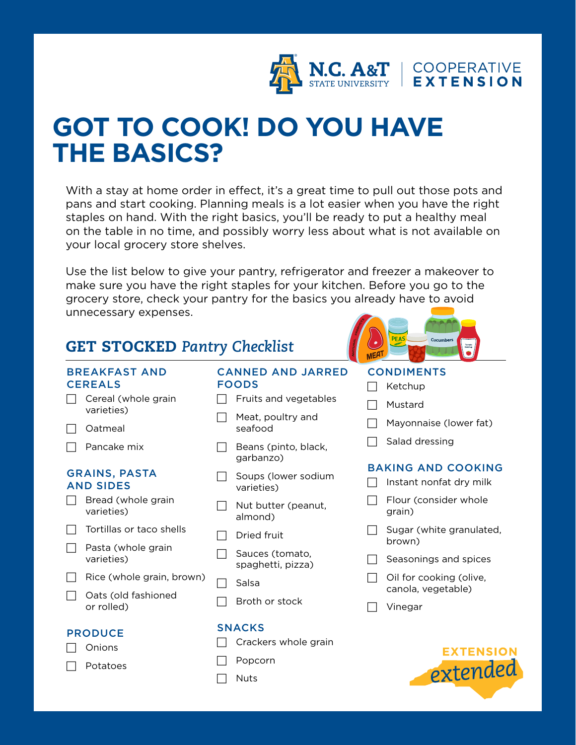N.C. A&T STATE UNIVERSITY | COOPERATIVE EXTENSION

# GOT TO COOK! DO YOU HAVE THE BASICS?

With a stay at home order in effect, it's a great time to pull out those pots and pans and start cooking. Planning meals is a lot easier when you have the right staples on hand. With the right basics, you'll be ready to put a healthy meal on the table in no time, and possibly worry less about what is not available on your local grocery store shelves.

Use the list below to give your pantry, refrigerator and freezer a makeover to make sure you have the right staples for your kitchen. Before you go to the grocery store, check your pantry for the basics you already have to avoid unnecessary expenses.

## GET STOCKED *Pantry Checklist*

### BREAKFAST AND CEREALS

- [ ] Cereal (whole grain varieties)
- [ ] Oatmeal
- [ ] Pancake mix

### GRAINS, PASTA AND SIDES

- [ ] Bread (whole grain varieties)
- [ ] Tortillas or taco shells
- [ ] Pasta (whole grain varieties)
- [ ] Rice (whole grain, brown)
- [ ] Oats (old fashioned or rolled)

### PRODUCE

- [ ] Onions
- [ ] Potatoes

### CANNED AND JARRED FOODS

- [ ] Fruits and vegetables
- [ ] Meat, poultry and seafood
- [ ] Beans (pinto, black, garbanzo)
- [ ] Soups (lower sodium varieties)
- [ ] Nut butter (peanut, almond)
- [ ] Dried fruit
- [ ] Sauces (tomato, spaghetti, pizza)
- [ ] Salsa
- [ ] Broth or stock

### SNACKS

- [ ] Crackers whole grain
- [ ] Popcorn
- [ ] Nuts

### CONDIMENTS

- [ ] Ketchup
- [ ] Mustard
- [ ] Mayonnaise (lower fat)
- [ ] Salad dressing

### BAKING AND COOKING

- [ ] Instant nonfat dry milk
- [ ] Flour (consider whole grain)
- [ ] Sugar (white granulated, brown)
- [ ] Seasonings and spices
- [ ] Oil for cooking (olive, canola, vegetable)
- [ ] Vinegar

EXTENSION extended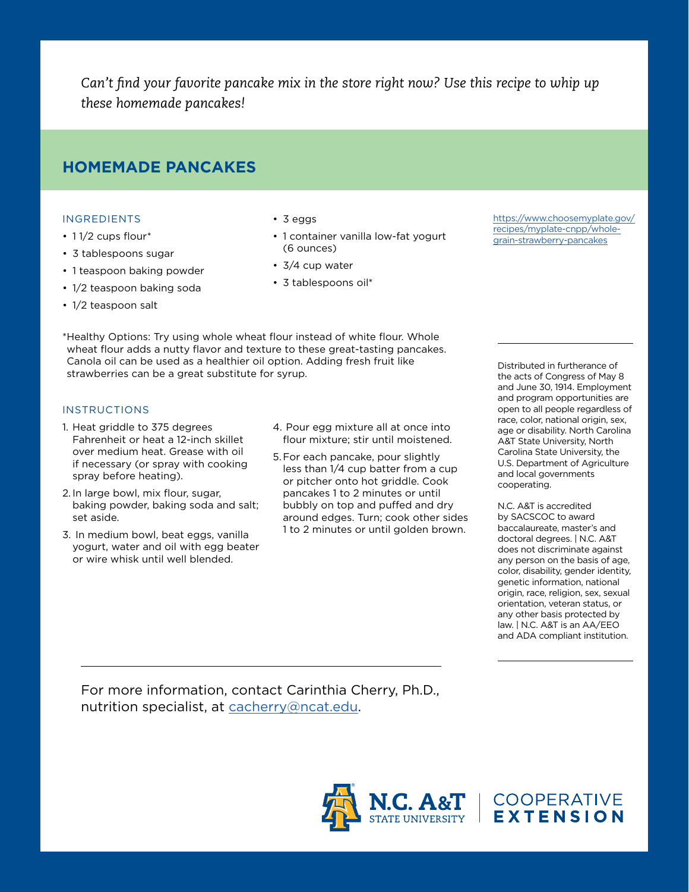*Can't find your favorite pancake mix in the store right now? Use this recipe to whip up these homemade pancakes!*

## HOMEMADE PANCAKES

### INGREDIENTS

- 1 1/2 cups flour*
- 3 tablespoons sugar
- 1 teaspoon baking powder
- 1/2 teaspoon baking soda
- 1/2 teaspoon salt
- 3 eggs
- 1 container vanilla low-fat yogurt (6 ounces)
- 3/4 cup water
- 3 tablespoons oil*

https://www.choosemyplate.gov/recipes/myplate-cnpp/whole-grain-strawberry-pancakes

*Healthy Options: Try using whole wheat flour instead of white flour. Whole wheat flour adds a nutty flavor and texture to these great-tasting pancakes. Canola oil can be used as a healthier oil option. Adding fresh fruit like strawberries can be a great substitute for syrup.

### INSTRUCTIONS

1. Heat griddle to 375 degrees Fahrenheit or heat a 12-inch skillet over medium heat. Grease with oil if necessary (or spray with cooking spray before heating).
2. In large bowl, mix flour, sugar, baking powder, baking soda and salt; set aside.
3. In medium bowl, beat eggs, vanilla yogurt, water and oil with egg beater or wire whisk until well blended.
4. Pour egg mixture all at once into flour mixture; stir until moistened.
5. For each pancake, pour slightly less than 1/4 cup batter from a cup or pitcher onto hot griddle. Cook pancakes 1 to 2 minutes or until bubbly on top and puffed and dry around edges. Turn; cook other sides 1 to 2 minutes or until golden brown.

Distributed in furtherance of the acts of Congress of May 8 and June 30, 1914. Employment and program opportunities are open to all people regardless of race, color, national origin, sex, age or disability. North Carolina A&T State University, North Carolina State University, the U.S. Department of Agriculture and local governments cooperating.

N.C. A&T is accredited by SACSCOC to award baccalaureate, master's and doctoral degrees. | N.C. A&T does not discriminate against any person on the basis of age, color, disability, gender identity, genetic information, national origin, race, religion, sex, sexual orientation, veteran status, or any other basis protected by law. | N.C. A&T is an AA/EEO and ADA compliant institution.

For more information, contact Carinthia Cherry, Ph.D., nutrition specialist, at cacherry@ncat.edu.

N.C. A&T STATE UNIVERSITY | COOPERATIVE EXTENSION